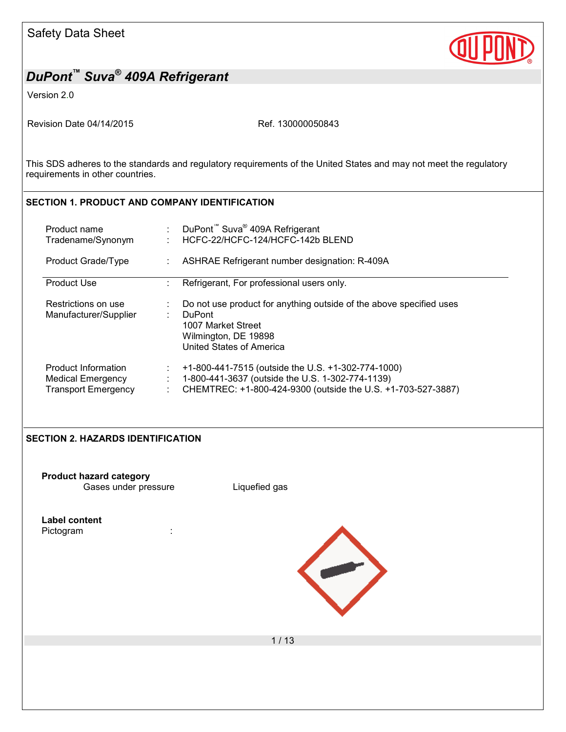Safety Data Sheet

# DuPont™ Suva® 409A Refrigerant

Version 2.0

Revision Date 04/14/2015 Ref. 130000050843

This SDS adheres to the standards and regulatory requirements of the United States and may not meet the regulatory requirements in other countries.

## SECTION 1. PRODUCT AND COMPANY IDENTIFICATION

| | | |
|---|---|---|
| Product name | : | DuPont™ Suva® 409A Refrigerant |
| Tradename/Synonym | : | HCFC-22/HCFC-124/HCFC-142b BLEND |
| Product Grade/Type | : | ASHRAE Refrigerant number designation: R-409A |
| Product Use | : | Refrigerant, For professional users only. |
| Restrictions on use | : | Do not use product for anything outside of the above specified uses |
| Manufacturer/Supplier | : | DuPont<br>1007 Market Street<br>Wilmington, DE 19898<br>United States of America |
| Product Information | : | +1-800-441-7515 (outside the U.S. +1-302-774-1000) |
| Medical Emergency | : | 1-800-441-3637 (outside the U.S. 1-302-774-1139) |
| Transport Emergency | : | CHEMTREC: +1-800-424-9300 (outside the U.S. +1-703-527-3887) |

## SECTION 2. HAZARDS IDENTIFICATION

**Product hazard category**

Gases under pressure Liquefied gas

**Label content**

Pictogram :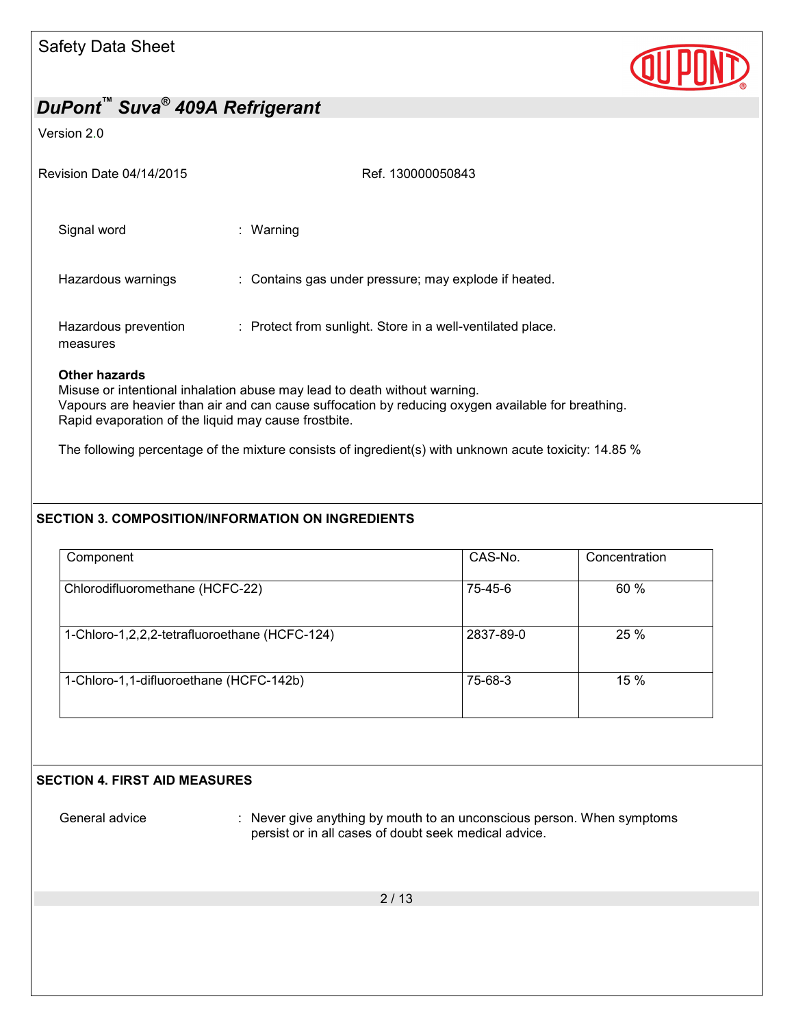Signal word : Warning

Hazardous warnings : Contains gas under pressure; may explode if heated.

Hazardous prevention measures : Protect from sunlight. Store in a well-ventilated place.

**Other hazards**

Misuse or intentional inhalation abuse may lead to death without warning.
Vapours are heavier than air and can cause suffocation by reducing oxygen available for breathing.
Rapid evaporation of the liquid may cause frostbite.

The following percentage of the mixture consists of ingredient(s) with unknown acute toxicity: 14.85 %

## SECTION 3. COMPOSITION/INFORMATION ON INGREDIENTS

| Component | CAS-No. | Concentration |
|---|---|---|
| Chlorodifluoromethane (HCFC-22) | 75-45-6 | 60 % |
| 1-Chloro-1,2,2,2-tetrafluoroethane (HCFC-124) | 2837-89-0 | 25 % |
| 1-Chloro-1,1-difluoroethane (HCFC-142b) | 75-68-3 | 15 % |

## SECTION 4. FIRST AID MEASURES

General advice : Never give anything by mouth to an unconscious person. When symptoms persist or in all cases of doubt seek medical advice.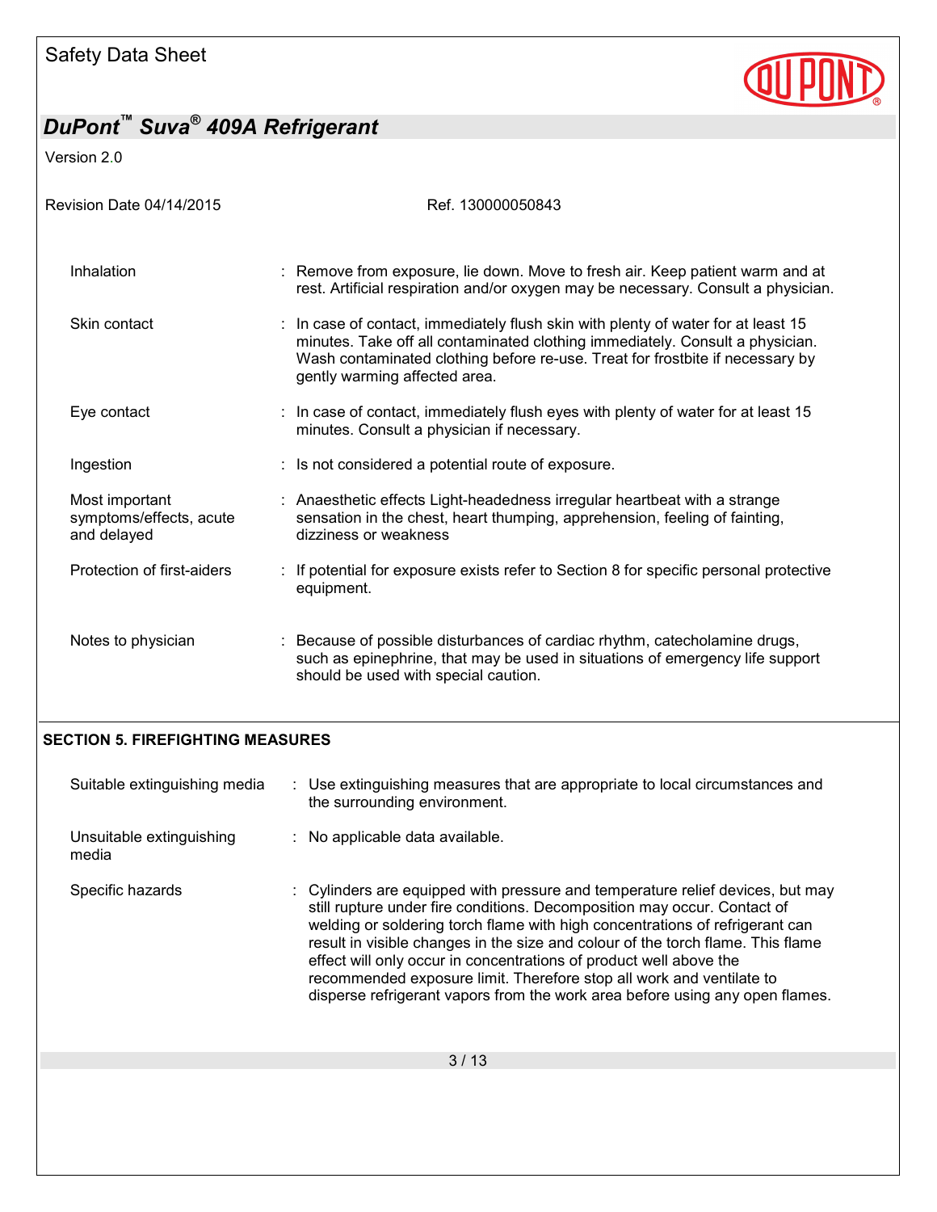| | |
|---|---|
| Inhalation | : Remove from exposure, lie down. Move to fresh air. Keep patient warm and at rest. Artificial respiration and/or oxygen may be necessary. Consult a physician. |
| Skin contact | : In case of contact, immediately flush skin with plenty of water for at least 15 minutes. Take off all contaminated clothing immediately. Consult a physician. Wash contaminated clothing before re-use. Treat for frostbite if necessary by gently warming affected area. |
| Eye contact | : In case of contact, immediately flush eyes with plenty of water for at least 15 minutes. Consult a physician if necessary. |
| Ingestion | : Is not considered a potential route of exposure. |
| Most important symptoms/effects, acute and delayed | : Anaesthetic effects Light-headedness irregular heartbeat with a strange sensation in the chest, heart thumping, apprehension, feeling of fainting, dizziness or weakness |
| Protection of first-aiders | : If potential for exposure exists refer to Section 8 for specific personal protective equipment. |
| Notes to physician | : Because of possible disturbances of cardiac rhythm, catecholamine drugs, such as epinephrine, that may be used in situations of emergency life support should be used with special caution. |

## SECTION 5. FIREFIGHTING MEASURES

| | |
|---|---|
| Suitable extinguishing media | : Use extinguishing measures that are appropriate to local circumstances and the surrounding environment. |
| Unsuitable extinguishing media | : No applicable data available. |
| Specific hazards | : Cylinders are equipped with pressure and temperature relief devices, but may still rupture under fire conditions. Decomposition may occur. Contact of welding or soldering torch flame with high concentrations of refrigerant can result in visible changes in the size and colour of the torch flame. This flame effect will only occur in concentrations of product well above the recommended exposure limit. Therefore stop all work and ventilate to disperse refrigerant vapors from the work area before using any open flames. |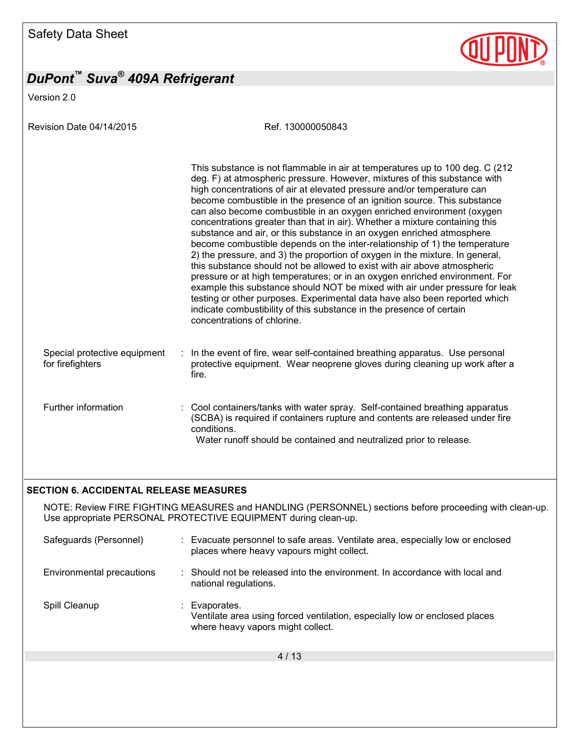This substance is not flammable in air at temperatures up to 100 deg. C (212 deg. F) at atmospheric pressure. However, mixtures of this substance with high concentrations of air at elevated pressure and/or temperature can become combustible in the presence of an ignition source. This substance can also become combustible in an oxygen enriched environment (oxygen concentrations greater than that in air). Whether a mixture containing this substance and air, or this substance in an oxygen enriched atmosphere become combustible depends on the inter-relationship of 1) the temperature 2) the pressure, and 3) the proportion of oxygen in the mixture. In general, this substance should not be allowed to exist with air above atmospheric pressure or at high temperatures; or in an oxygen enriched environment. For example this substance should NOT be mixed with air under pressure for leak testing or other purposes. Experimental data have also been reported which indicate combustibility of this substance in the presence of certain concentrations of chlorine.

Special protective equipment for firefighters : In the event of fire, wear self-contained breathing apparatus. Use personal protective equipment. Wear neoprene gloves during cleaning up work after a fire.

Further information : Cool containers/tanks with water spray. Self-contained breathing apparatus (SCBA) is required if containers rupture and contents are released under fire conditions.
Water runoff should be contained and neutralized prior to release.

## SECTION 6. ACCIDENTAL RELEASE MEASURES

NOTE: Review FIRE FIGHTING MEASURES and HANDLING (PERSONNEL) sections before proceeding with clean-up. Use appropriate PERSONAL PROTECTIVE EQUIPMENT during clean-up.

Safeguards (Personnel) : Evacuate personnel to safe areas. Ventilate area, especially low or enclosed places where heavy vapours might collect.

Environmental precautions : Should not be released into the environment. In accordance with local and national regulations.

Spill Cleanup : Evaporates.
Ventilate area using forced ventilation, especially low or enclosed places where heavy vapors might collect.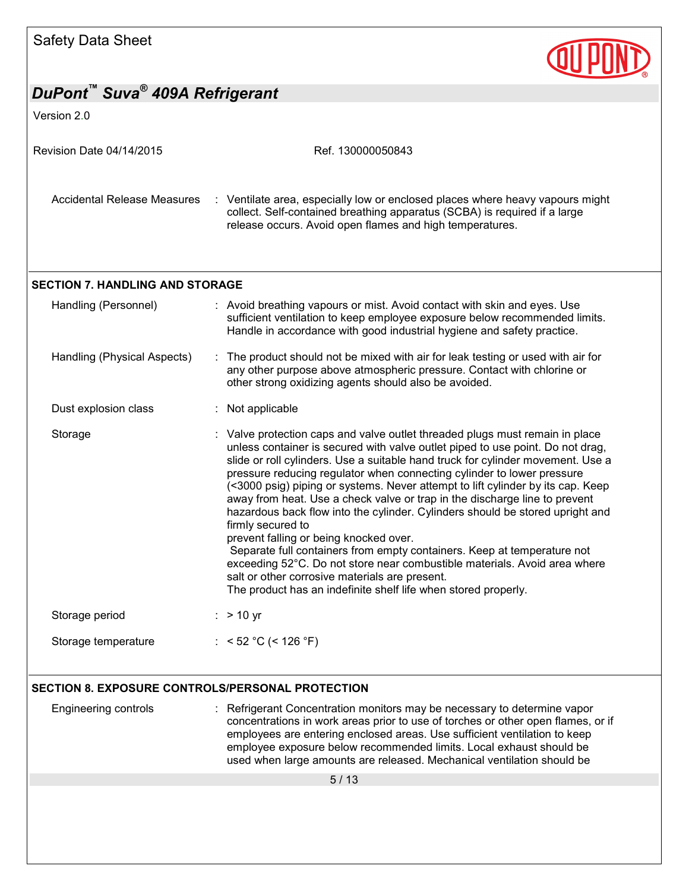Accidental Release Measures : Ventilate area, especially low or enclosed places where heavy vapours might collect. Self-contained breathing apparatus (SCBA) is required if a large release occurs. Avoid open flames and high temperatures.

## SECTION 7. HANDLING AND STORAGE

Handling (Personnel) : Avoid breathing vapours or mist. Avoid contact with skin and eyes. Use sufficient ventilation to keep employee exposure below recommended limits. Handle in accordance with good industrial hygiene and safety practice.

Handling (Physical Aspects) : The product should not be mixed with air for leak testing or used with air for any other purpose above atmospheric pressure. Contact with chlorine or other strong oxidizing agents should also be avoided.

Dust explosion class : Not applicable

Storage : Valve protection caps and valve outlet threaded plugs must remain in place unless container is secured with valve outlet piped to use point. Do not drag, slide or roll cylinders. Use a suitable hand truck for cylinder movement. Use a pressure reducing regulator when connecting cylinder to lower pressure (<3000 psig) piping or systems. Never attempt to lift cylinder by its cap. Keep away from heat. Use a check valve or trap in the discharge line to prevent hazardous back flow into the cylinder. Cylinders should be stored upright and firmly secured to
prevent falling or being knocked over.
Separate full containers from empty containers. Keep at temperature not exceeding 52°C. Do not store near combustible materials. Avoid area where salt or other corrosive materials are present.
The product has an indefinite shelf life when stored properly.

Storage period : > 10 yr

Storage temperature : < 52 °C (< 126 °F)

## SECTION 8. EXPOSURE CONTROLS/PERSONAL PROTECTION

Engineering controls : Refrigerant Concentration monitors may be necessary to determine vapor concentrations in work areas prior to use of torches or other open flames, or if employees are entering enclosed areas. Use sufficient ventilation to keep employee exposure below recommended limits. Local exhaust should be used when large amounts are released. Mechanical ventilation should be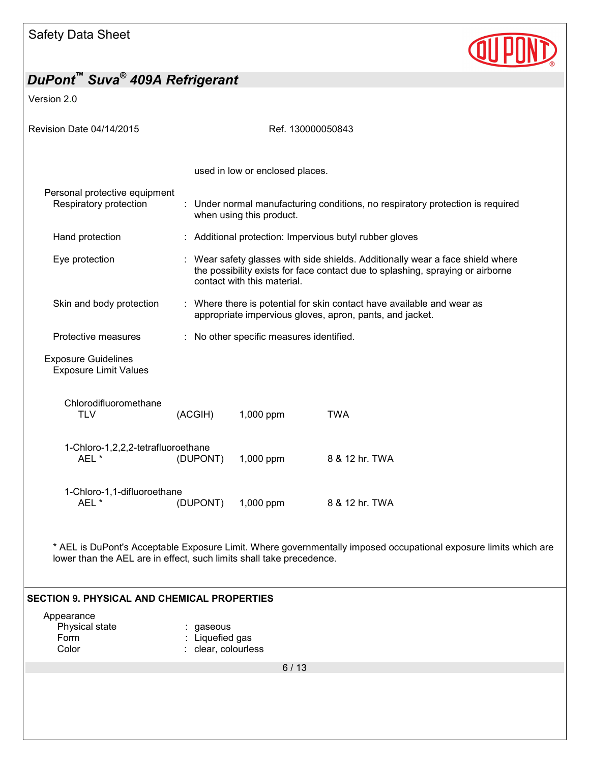used in low or enclosed places.

Personal protective equipment

Respiratory protection : Under normal manufacturing conditions, no respiratory protection is required when using this product.

Hand protection : Additional protection: Impervious butyl rubber gloves

Eye protection : Wear safety glasses with side shields. Additionally wear a face shield where the possibility exists for face contact due to splashing, spraying or airborne contact with this material.

Skin and body protection : Where there is potential for skin contact have available and wear as appropriate impervious gloves, apron, pants, and jacket.

Protective measures : No other specific measures identified.

Exposure Guidelines

Exposure Limit Values

| | | | |
|---|---|---|---|
| Chlorodifluoromethane | | | |
| TLV | (ACGIH) | 1,000 ppm | TWA |
| 1-Chloro-1,2,2,2-tetrafluoroethane | | | |
| AEL * | (DUPONT) | 1,000 ppm | 8 & 12 hr. TWA |
| 1-Chloro-1,1-difluoroethane | | | |
| AEL * | (DUPONT) | 1,000 ppm | 8 & 12 hr. TWA |

* AEL is DuPont's Acceptable Exposure Limit. Where governmentally imposed occupational exposure limits which are lower than the AEL are in effect, such limits shall take precedence.

## SECTION 9. PHYSICAL AND CHEMICAL PROPERTIES

Appearance

Physical state : gaseous

Form : Liquefied gas

Color : clear, colourless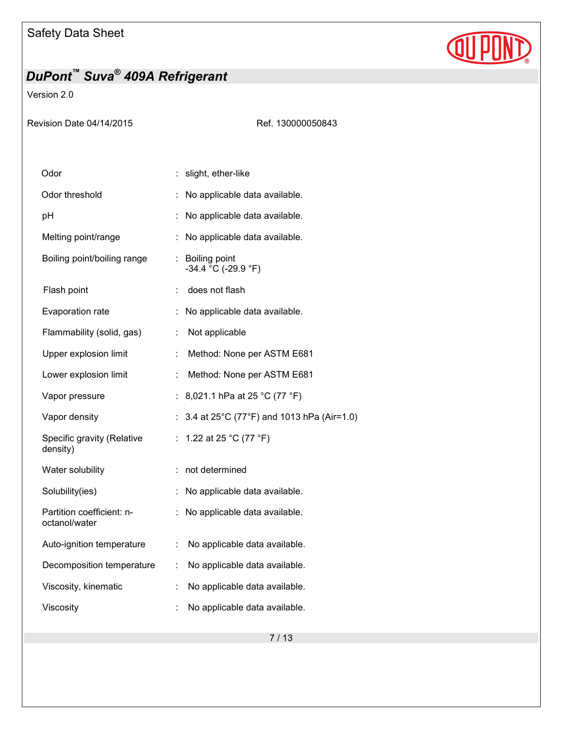| | | |
|---|---|---|
| Odor | : | slight, ether-like |
| Odor threshold | : | No applicable data available. |
| pH | : | No applicable data available. |
| Melting point/range | : | No applicable data available. |
| Boiling point/boiling range | : | Boiling point<br>-34.4 °C (-29.9 °F) |
| Flash point | : | does not flash |
| Evaporation rate | : | No applicable data available. |
| Flammability (solid, gas) | : | Not applicable |
| Upper explosion limit | : | Method: None per ASTM E681 |
| Lower explosion limit | : | Method: None per ASTM E681 |
| Vapor pressure | : | 8,021.1 hPa at 25 °C (77 °F) |
| Vapor density | : | 3.4 at 25°C (77°F) and 1013 hPa (Air=1.0) |
| Specific gravity (Relative density) | : | 1.22 at 25 °C (77 °F) |
| Water solubility | : | not determined |
| Solubility(ies) | : | No applicable data available. |
| Partition coefficient: n-octanol/water | : | No applicable data available. |
| Auto-ignition temperature | : | No applicable data available. |
| Decomposition temperature | : | No applicable data available. |
| Viscosity, kinematic | : | No applicable data available. |
| Viscosity | : | No applicable data available. |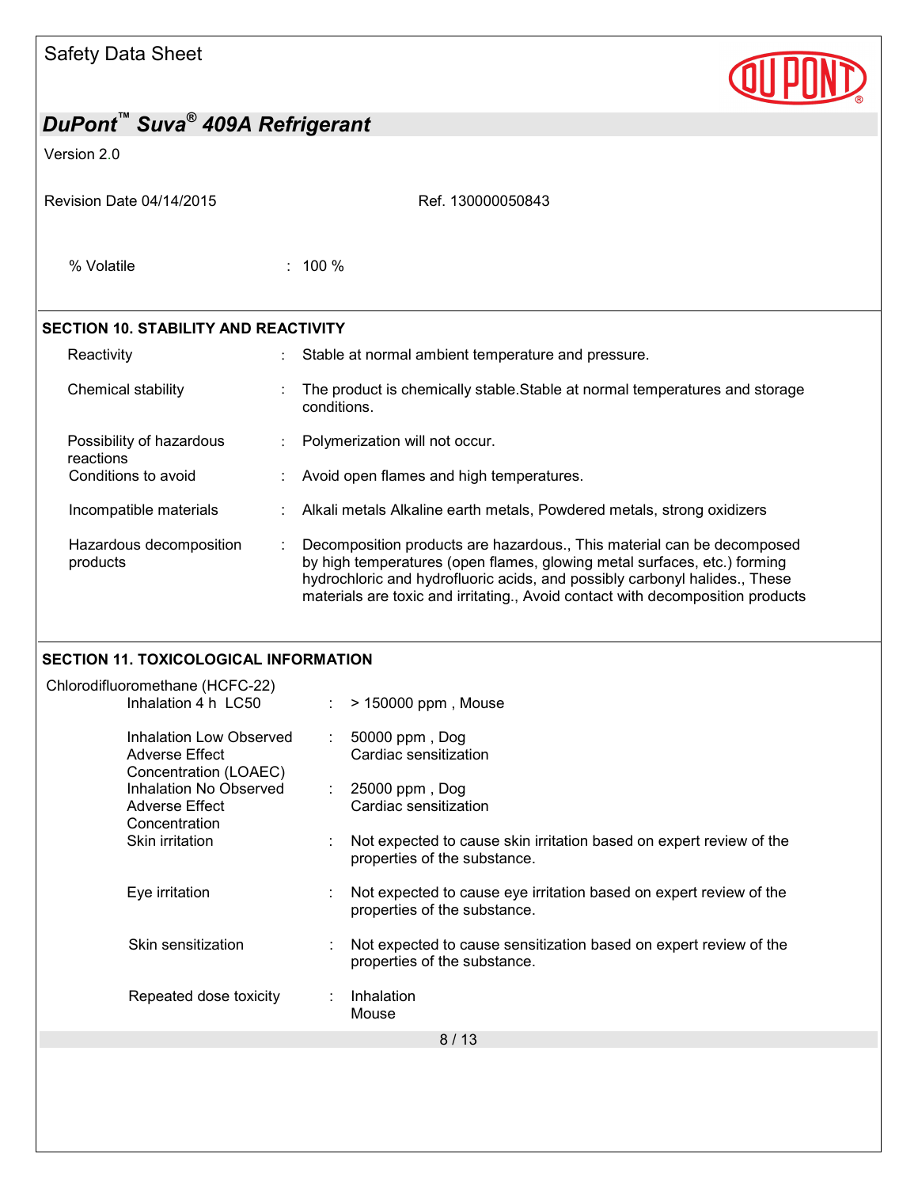| | | |
|---|---|---|
| % Volatile | : | 100 % |

## SECTION 10. STABILITY AND REACTIVITY

| | | |
|---|---|---|
| Reactivity | : | Stable at normal ambient temperature and pressure. |
| Chemical stability | : | The product is chemically stable.Stable at normal temperatures and storage conditions. |
| Possibility of hazardous reactions | : | Polymerization will not occur. |
| Conditions to avoid | : | Avoid open flames and high temperatures. |
| Incompatible materials | : | Alkali metals Alkaline earth metals, Powdered metals, strong oxidizers |
| Hazardous decomposition products | : | Decomposition products are hazardous., This material can be decomposed by high temperatures (open flames, glowing metal surfaces, etc.) forming hydrochloric and hydrofluoric acids, and possibly carbonyl halides., These materials are toxic and irritating., Avoid contact with decomposition products |

## SECTION 11. TOXICOLOGICAL INFORMATION

Chlorodifluoromethane (HCFC-22)

| | | |
|---|---|---|
| Inhalation 4 h LC50 | : | > 150000 ppm , Mouse |
| Inhalation Low Observed Adverse Effect Concentration (LOAEC) | : | 50000 ppm , Dog<br>Cardiac sensitization |
| Inhalation No Observed Adverse Effect Concentration | : | 25000 ppm , Dog<br>Cardiac sensitization |
| Skin irritation | : | Not expected to cause skin irritation based on expert review of the properties of the substance. |
| Eye irritation | : | Not expected to cause eye irritation based on expert review of the properties of the substance. |
| Skin sensitization | : | Not expected to cause sensitization based on expert review of the properties of the substance. |
| Repeated dose toxicity | : | Inhalation<br>Mouse |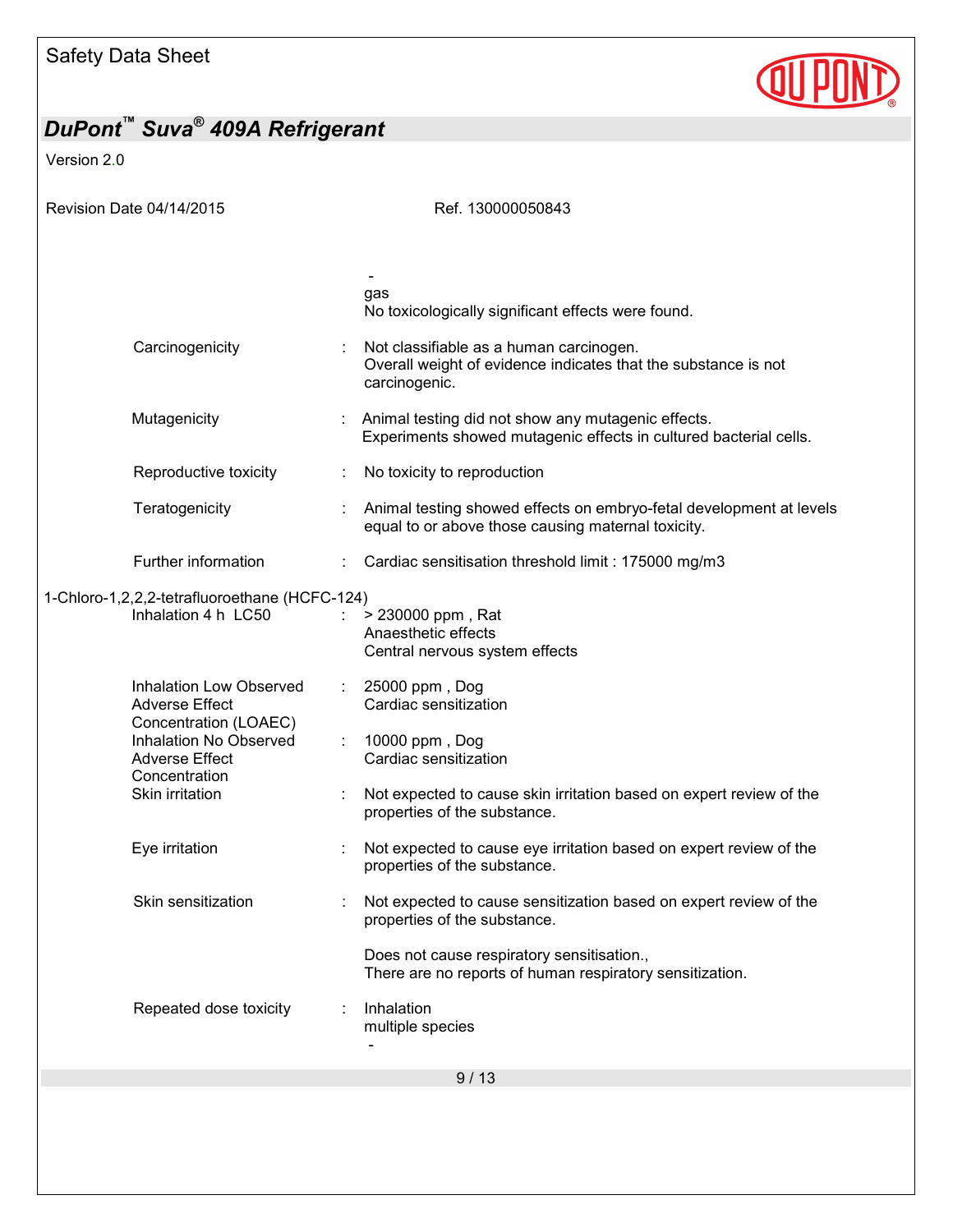-
gas
No toxicologically significant effects were found.

| | | |
|---|---|---|
| Carcinogenicity | : | Not classifiable as a human carcinogen. Overall weight of evidence indicates that the substance is not carcinogenic. |
| Mutagenicity | : | Animal testing did not show any mutagenic effects. Experiments showed mutagenic effects in cultured bacterial cells. |
| Reproductive toxicity | : | No toxicity to reproduction |
| Teratogenicity | : | Animal testing showed effects on embryo-fetal development at levels equal to or above those causing maternal toxicity. |
| Further information | : | Cardiac sensitisation threshold limit : 175000 mg/m3 |

1-Chloro-1,2,2,2-tetrafluoroethane (HCFC-124)

| | | |
|---|---|---|
| Inhalation 4 h LC50 | : | > 230000 ppm , Rat<br>Anaesthetic effects<br>Central nervous system effects |
| Inhalation Low Observed Adverse Effect Concentration (LOAEC) | : | 25000 ppm , Dog<br>Cardiac sensitization |
| Inhalation No Observed Adverse Effect Concentration | : | 10000 ppm , Dog<br>Cardiac sensitization |
| Skin irritation | : | Not expected to cause skin irritation based on expert review of the properties of the substance. |
| Eye irritation | : | Not expected to cause eye irritation based on expert review of the properties of the substance. |
| Skin sensitization | : | Not expected to cause sensitization based on expert review of the properties of the substance.<br><br>Does not cause respiratory sensitisation.,<br>There are no reports of human respiratory sensitization. |
| Repeated dose toxicity | : | Inhalation<br>multiple species<br>- |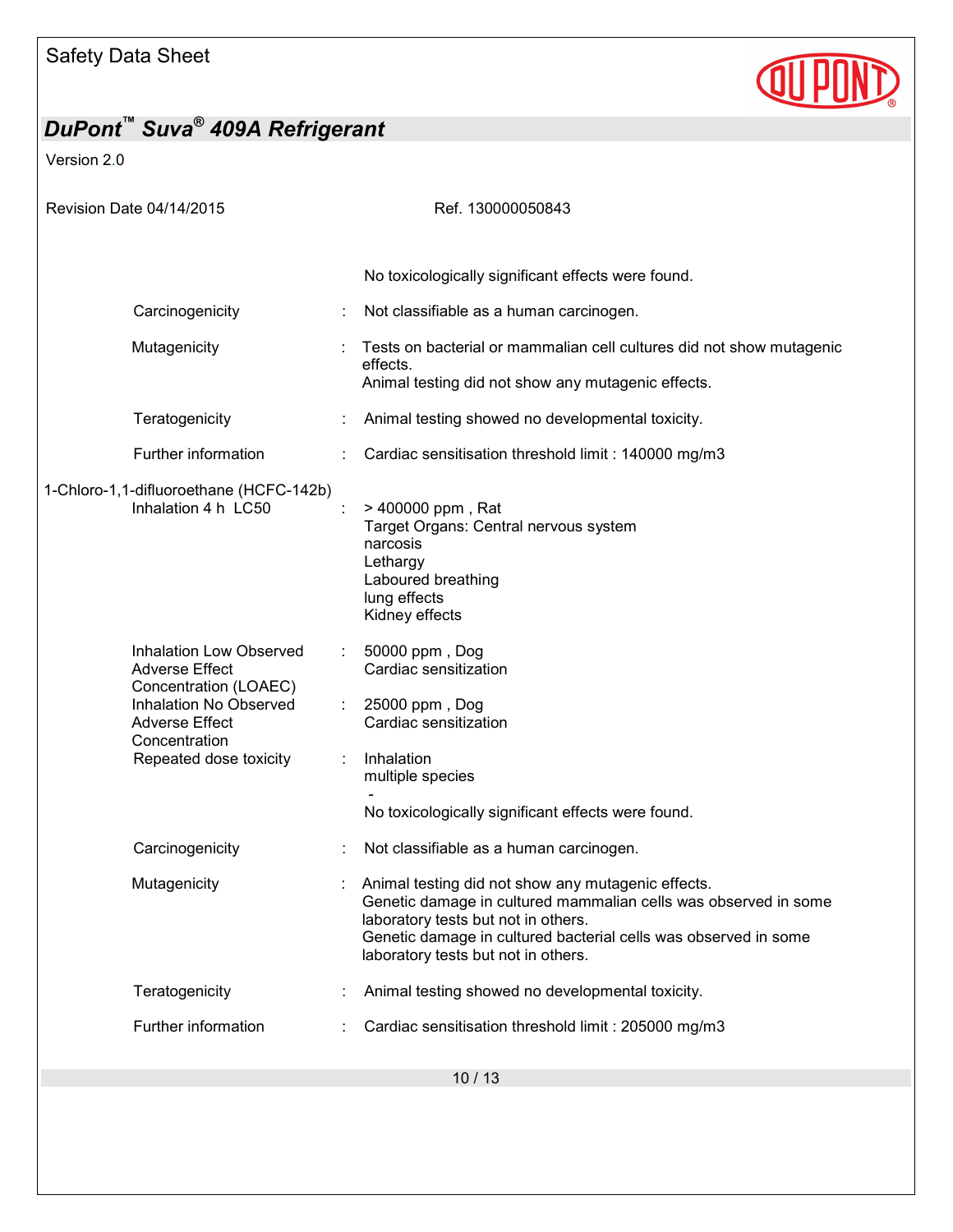No toxicologically significant effects were found.

| | | |
|---|---|---|
| Carcinogenicity | : | Not classifiable as a human carcinogen. |
| Mutagenicity | : | Tests on bacterial or mammalian cell cultures did not show mutagenic effects.<br>Animal testing did not show any mutagenic effects. |
| Teratogenicity | : | Animal testing showed no developmental toxicity. |
| Further information | : | Cardiac sensitisation threshold limit : 140000 mg/m3 |

**1-Chloro-1,1-difluoroethane (HCFC-142b)**

| | | |
|---|---|---|
| Inhalation 4 h LC50 | : | > 400000 ppm , Rat<br>Target Organs: Central nervous system<br>narcosis<br>Lethargy<br>Laboured breathing<br>lung effects<br>Kidney effects |
| Inhalation Low Observed Adverse Effect Concentration (LOAEC) | : | 50000 ppm , Dog<br>Cardiac sensitization |
| Inhalation No Observed Adverse Effect Concentration | : | 25000 ppm , Dog<br>Cardiac sensitization |
| Repeated dose toxicity | : | Inhalation<br>multiple species<br>-<br>No toxicologically significant effects were found. |
| Carcinogenicity | : | Not classifiable as a human carcinogen. |
| Mutagenicity | : | Animal testing did not show any mutagenic effects.<br>Genetic damage in cultured mammalian cells was observed in some laboratory tests but not in others.<br>Genetic damage in cultured bacterial cells was observed in some laboratory tests but not in others. |
| Teratogenicity | : | Animal testing showed no developmental toxicity. |
| Further information | : | Cardiac sensitisation threshold limit : 205000 mg/m3 |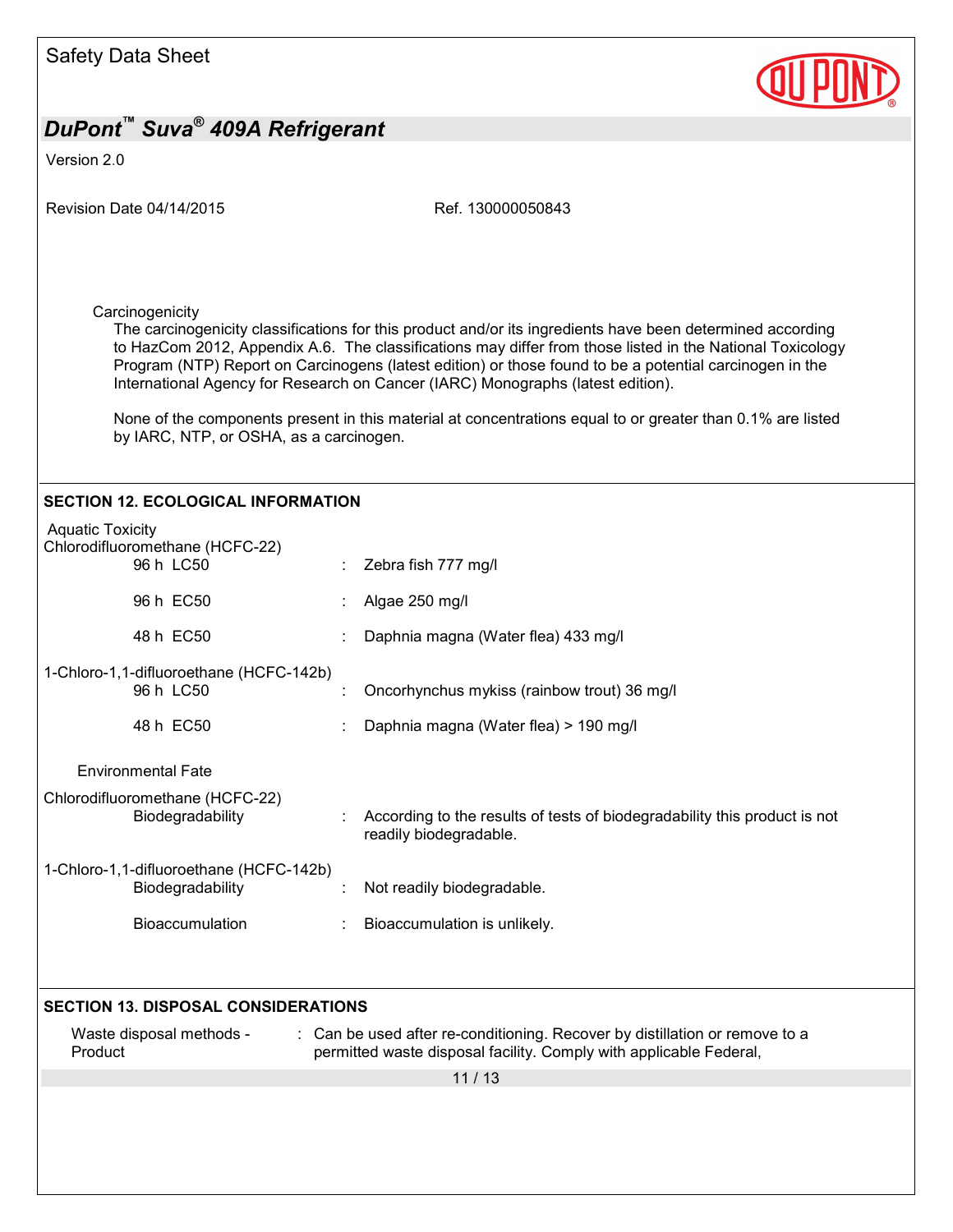Carcinogenicity

The carcinogenicity classifications for this product and/or its ingredients have been determined according to HazCom 2012, Appendix A.6. The classifications may differ from those listed in the National Toxicology Program (NTP) Report on Carcinogens (latest edition) or those found to be a potential carcinogen in the International Agency for Research on Cancer (IARC) Monographs (latest edition).

None of the components present in this material at concentrations equal to or greater than 0.1% are listed by IARC, NTP, or OSHA, as a carcinogen.

## SECTION 12. ECOLOGICAL INFORMATION

Aquatic Toxicity

Chlorodifluoromethane (HCFC-22)

| | |
|---|---|
| 96 h LC50 | : Zebra fish 777 mg/l |
| 96 h EC50 | : Algae 250 mg/l |
| 48 h EC50 | : Daphnia magna (Water flea) 433 mg/l |

1-Chloro-1,1-difluoroethane (HCFC-142b)

| | |
|---|---|
| 96 h LC50 | : Oncorhynchus mykiss (rainbow trout) 36 mg/l |
| 48 h EC50 | : Daphnia magna (Water flea) > 190 mg/l |

Environmental Fate

Chlorodifluoromethane (HCFC-22)

| | |
|---|---|
| Biodegradability | : According to the results of tests of biodegradability this product is not readily biodegradable. |

1-Chloro-1,1-difluoroethane (HCFC-142b)

| | |
|---|---|
| Biodegradability | : Not readily biodegradable. |
| Bioaccumulation | : Bioaccumulation is unlikely. |

## SECTION 13. DISPOSAL CONSIDERATIONS

| | |
|---|---|
| Waste disposal methods - Product | : Can be used after re-conditioning. Recover by distillation or remove to a permitted waste disposal facility. Comply with applicable Federal, |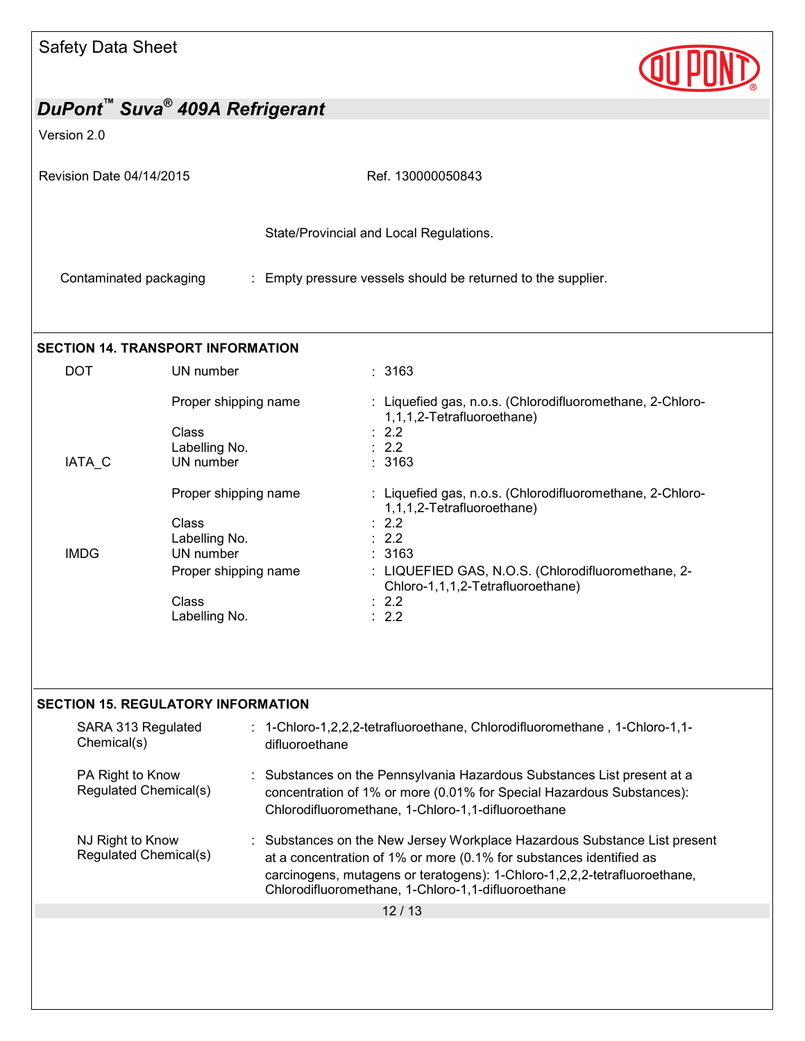State/Provincial and Local Regulations.

| | |
|---|---|
| Contaminated packaging | : Empty pressure vessels should be returned to the supplier. |

## SECTION 14. TRANSPORT INFORMATION

| | | |
|---|---|---|
| DOT | UN number | : 3163 |
| | Proper shipping name | : Liquefied gas, n.o.s. (Chlorodifluoromethane, 2-Chloro-1,1,1,2-Tetrafluoroethane) |
| | Class | : 2.2 |
| | Labelling No. | : 2.2 |
| IATA_C | UN number | : 3163 |
| | Proper shipping name | : Liquefied gas, n.o.s. (Chlorodifluoromethane, 2-Chloro-1,1,1,2-Tetrafluoroethane) |
| | Class | : 2.2 |
| | Labelling No. | : 2.2 |
| IMDG | UN number | : 3163 |
| | Proper shipping name | : LIQUEFIED GAS, N.O.S. (Chlorodifluoromethane, 2-Chloro-1,1,1,2-Tetrafluoroethane) |
| | Class | : 2.2 |
| | Labelling No. | : 2.2 |

## SECTION 15. REGULATORY INFORMATION

| | |
|---|---|
| SARA 313 Regulated Chemical(s) | : 1-Chloro-1,2,2,2-tetrafluoroethane, Chlorodifluoromethane , 1-Chloro-1,1-difluoroethane |
| PA Right to Know Regulated Chemical(s) | : Substances on the Pennsylvania Hazardous Substances List present at a concentration of 1% or more (0.01% for Special Hazardous Substances): Chlorodifluoromethane, 1-Chloro-1,1-difluoroethane |
| NJ Right to Know Regulated Chemical(s) | : Substances on the New Jersey Workplace Hazardous Substance List present at a concentration of 1% or more (0.1% for substances identified as carcinogens, mutagens or teratogens): 1-Chloro-1,2,2,2-tetrafluoroethane, Chlorodifluoromethane, 1-Chloro-1,1-difluoroethane |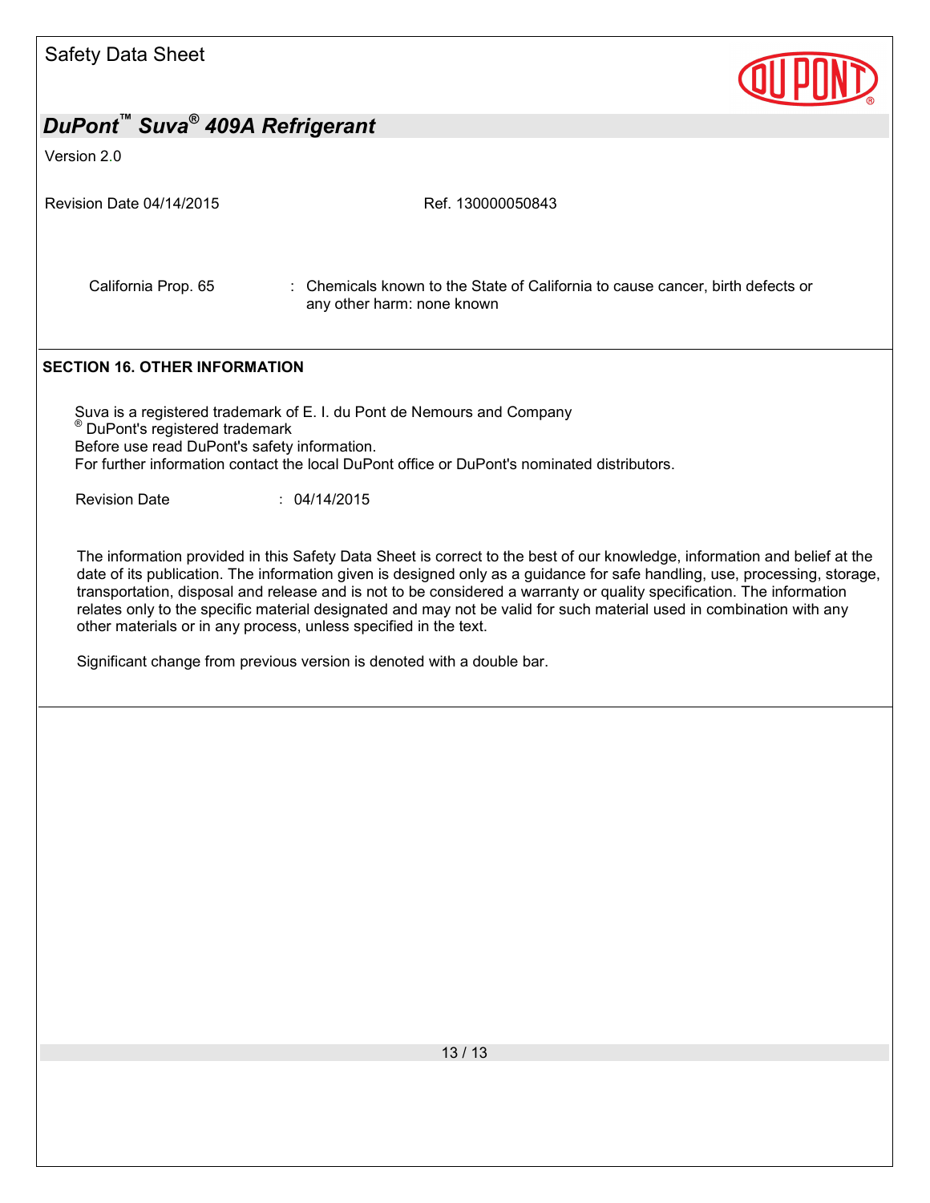California Prop. 65 : Chemicals known to the State of California to cause cancer, birth defects or any other harm: none known

## SECTION 16. OTHER INFORMATION

Suva is a registered trademark of E. I. du Pont de Nemours and Company
® DuPont's registered trademark
Before use read DuPont's safety information.
For further information contact the local DuPont office or DuPont's nominated distributors.

Revision Date : 04/14/2015

The information provided in this Safety Data Sheet is correct to the best of our knowledge, information and belief at the date of its publication. The information given is designed only as a guidance for safe handling, use, processing, storage, transportation, disposal and release and is not to be considered a warranty or quality specification. The information relates only to the specific material designated and may not be valid for such material used in combination with any other materials or in any process, unless specified in the text.

Significant change from previous version is denoted with a double bar.